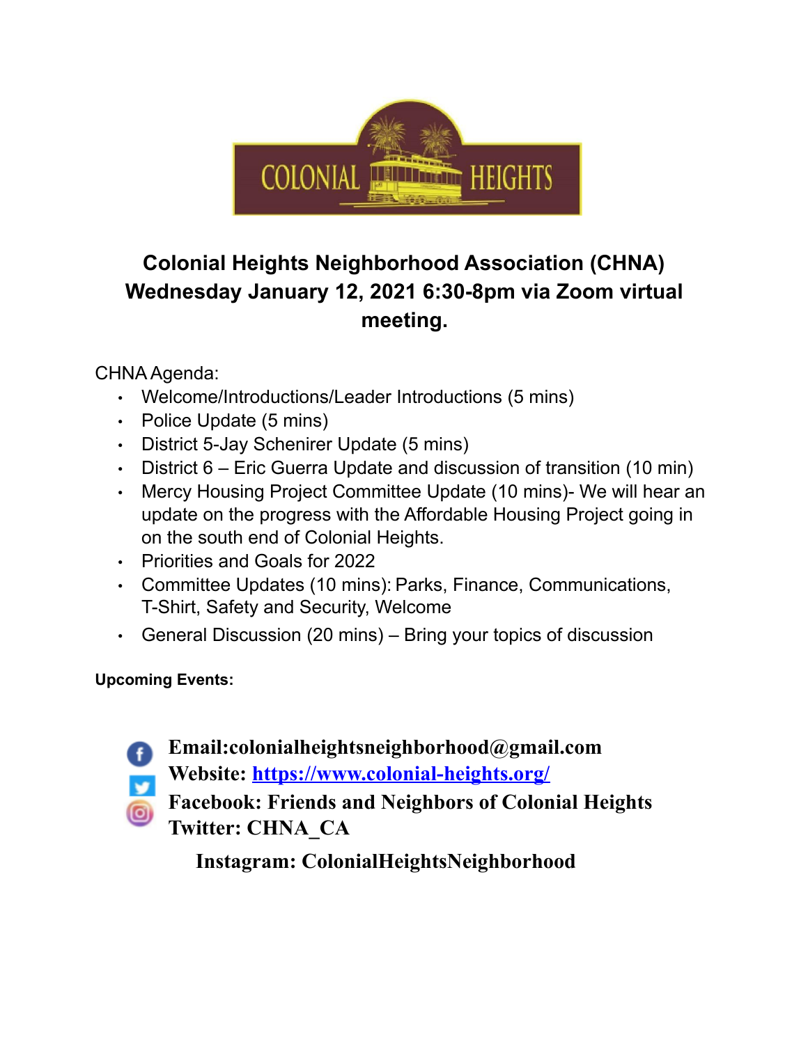COLONIAL HEIGHTS

# Colonial Heights Neighborhood Association (CHNA) Wednesday January 12, 2021 6:30-8pm via Zoom virtual meeting.

CHNA Agenda:

- Welcome/Introductions/Leader Introductions (5 mins)
- Police Update (5 mins)
- District 5-Jay Schenirer Update (5 mins)
- District 6 – Eric Guerra Update and discussion of transition (10 min)
- Mercy Housing Project Committee Update (10 mins)- We will hear an update on the progress with the Affordable Housing Project going in on the south end of Colonial Heights.
- Priorities and Goals for 2022
- Committee Updates (10 mins): Parks, Finance, Communications, T-Shirt, Safety and Security, Welcome
- General Discussion (20 mins) – Bring your topics of discussion

**Upcoming Events:**

**Email:colonialheightsneighborhood@gmail.com**
**Website: [https://www.colonial-heights.org/](https://www.colonial-heights.org/)**
**Facebook: Friends and Neighbors of Colonial Heights**
**Twitter: CHNA_CA**
**Instagram: ColonialHeightsNeighborhood**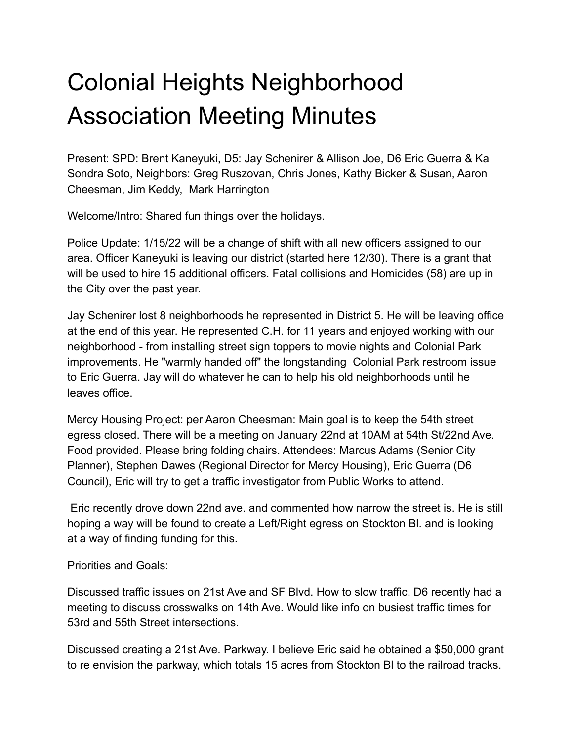# Colonial Heights Neighborhood Association Meeting Minutes

Present: SPD: Brent Kaneyuki, D5: Jay Schenirer & Allison Joe, D6 Eric Guerra & Ka Sondra Soto, Neighbors: Greg Ruszovan, Chris Jones, Kathy Bicker & Susan, Aaron Cheesman, Jim Keddy, Mark Harrington

Welcome/Intro: Shared fun things over the holidays.

Police Update: 1/15/22 will be a change of shift with all new officers assigned to our area. Officer Kaneyuki is leaving our district (started here 12/30). There is a grant that will be used to hire 15 additional officers. Fatal collisions and Homicides (58) are up in the City over the past year.

Jay Schenirer lost 8 neighborhoods he represented in District 5. He will be leaving office at the end of this year. He represented C.H. for 11 years and enjoyed working with our neighborhood - from installing street sign toppers to movie nights and Colonial Park improvements. He "warmly handed off" the longstanding Colonial Park restroom issue to Eric Guerra. Jay will do whatever he can to help his old neighborhoods until he leaves office.

Mercy Housing Project: per Aaron Cheesman: Main goal is to keep the 54th street egress closed. There will be a meeting on January 22nd at 10AM at 54th St/22nd Ave. Food provided. Please bring folding chairs. Attendees: Marcus Adams (Senior City Planner), Stephen Dawes (Regional Director for Mercy Housing), Eric Guerra (D6 Council), Eric will try to get a traffic investigator from Public Works to attend.

Eric recently drove down 22nd ave. and commented how narrow the street is. He is still hoping a way will be found to create a Left/Right egress on Stockton Bl. and is looking at a way of finding funding for this.

Priorities and Goals:

Discussed traffic issues on 21st Ave and SF Blvd. How to slow traffic. D6 recently had a meeting to discuss crosswalks on 14th Ave. Would like info on busiest traffic times for 53rd and 55th Street intersections.

Discussed creating a 21st Ave. Parkway. I believe Eric said he obtained a $50,000 grant to re envision the parkway, which totals 15 acres from Stockton Bl to the railroad tracks.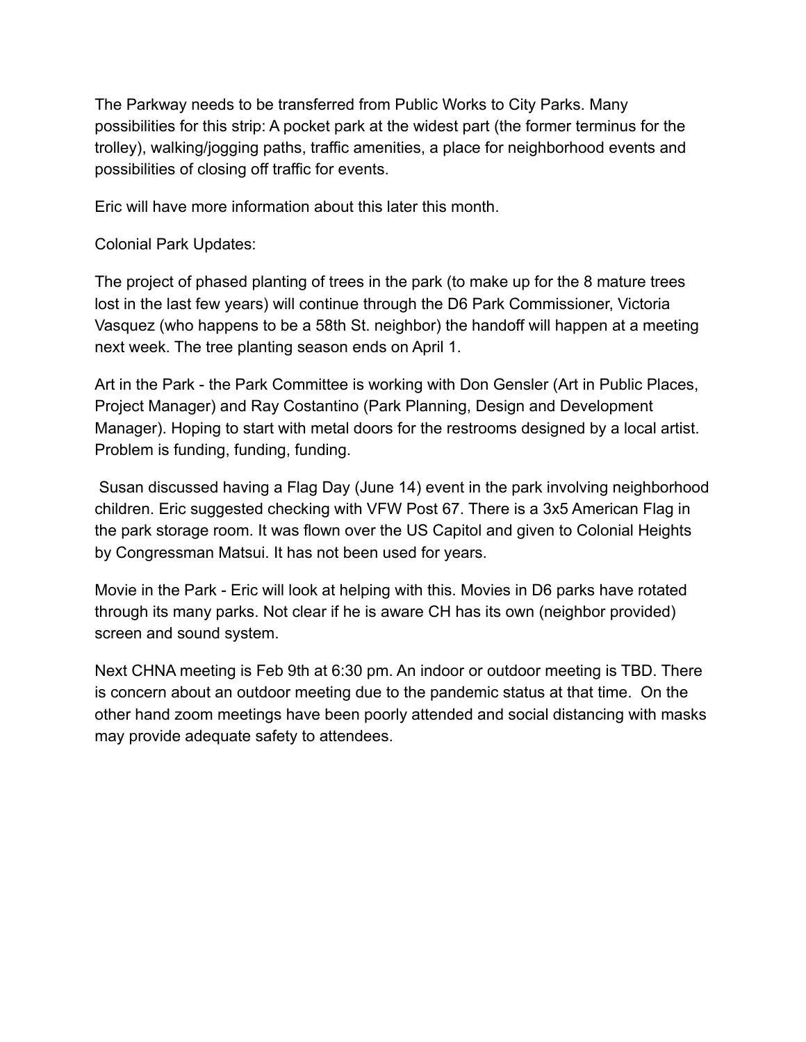The Parkway needs to be transferred from Public Works to City Parks. Many possibilities for this strip: A pocket park at the widest part (the former terminus for the trolley), walking/jogging paths, traffic amenities, a place for neighborhood events and possibilities of closing off traffic for events.

Eric will have more information about this later this month.

Colonial Park Updates:

The project of phased planting of trees in the park (to make up for the 8 mature trees lost in the last few years) will continue through the D6 Park Commissioner, Victoria Vasquez (who happens to be a 58th St. neighbor) the handoff will happen at a meeting next week. The tree planting season ends on April 1.

Art in the Park - the Park Committee is working with Don Gensler (Art in Public Places, Project Manager) and Ray Costantino (Park Planning, Design and Development Manager). Hoping to start with metal doors for the restrooms designed by a local artist. Problem is funding, funding, funding.

Susan discussed having a Flag Day (June 14) event in the park involving neighborhood children. Eric suggested checking with VFW Post 67. There is a 3x5 American Flag in the park storage room. It was flown over the US Capitol and given to Colonial Heights by Congressman Matsui. It has not been used for years.

Movie in the Park - Eric will look at helping with this. Movies in D6 parks have rotated through its many parks. Not clear if he is aware CH has its own (neighbor provided) screen and sound system.

Next CHNA meeting is Feb 9th at 6:30 pm. An indoor or outdoor meeting is TBD. There is concern about an outdoor meeting due to the pandemic status at that time. On the other hand zoom meetings have been poorly attended and social distancing with masks may provide adequate safety to attendees.